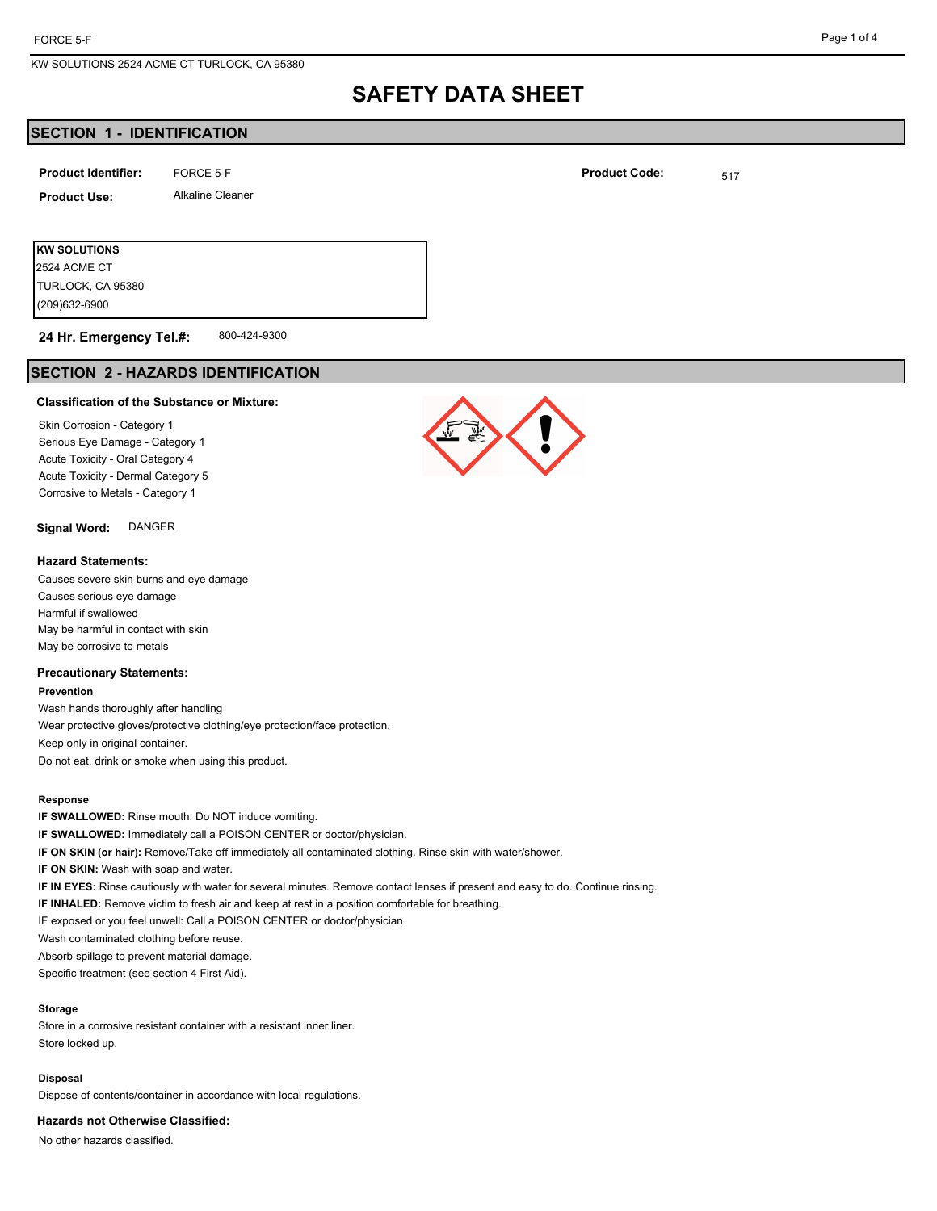# SAFETY DATA SHEET

## SECTION 1 - IDENTIFICATION

**Product Identifier:** FORCE 5-F

**Product Code:** 517

**Product Use:** Alkaline Cleaner

**KW SOLUTIONS**
2524 ACME CT
TURLOCK, CA 95380
(209)632-6900

**24 Hr. Emergency Tel.#:** 800-424-9300

## SECTION 2 - HAZARDS IDENTIFICATION

**Classification of the Substance or Mixture:**

Skin Corrosion - Category 1
Serious Eye Damage - Category 1
Acute Toxicity - Oral Category 4
Acute Toxicity - Dermal Category 5
Corrosive to Metals - Category 1

**Signal Word:** DANGER

**Hazard Statements:**

Causes severe skin burns and eye damage
Causes serious eye damage
Harmful if swallowed
May be harmful in contact with skin
May be corrosive to metals

**Precautionary Statements:**

**Prevention**

Wash hands thoroughly after handling
Wear protective gloves/protective clothing/eye protection/face protection.
Keep only in original container.
Do not eat, drink or smoke when using this product.

**Response**

**IF SWALLOWED:** Rinse mouth. Do NOT induce vomiting.
**IF SWALLOWED:** Immediately call a POISON CENTER or doctor/physician.
**IF ON SKIN (or hair):** Remove/Take off immediately all contaminated clothing. Rinse skin with water/shower.
**IF ON SKIN:** Wash with soap and water.
**IF IN EYES:** Rinse cautiously with water for several minutes. Remove contact lenses if present and easy to do. Continue rinsing.
**IF INHALED:** Remove victim to fresh air and keep at rest in a position comfortable for breathing.
IF exposed or you feel unwell: Call a POISON CENTER or doctor/physician
Wash contaminated clothing before reuse.
Absorb spillage to prevent material damage.
Specific treatment (see section 4 First Aid).

**Storage**

Store in a corrosive resistant container with a resistant inner liner.
Store locked up.

**Disposal**

Dispose of contents/container in accordance with local regulations.

**Hazards not Otherwise Classified:**

No other hazards classified.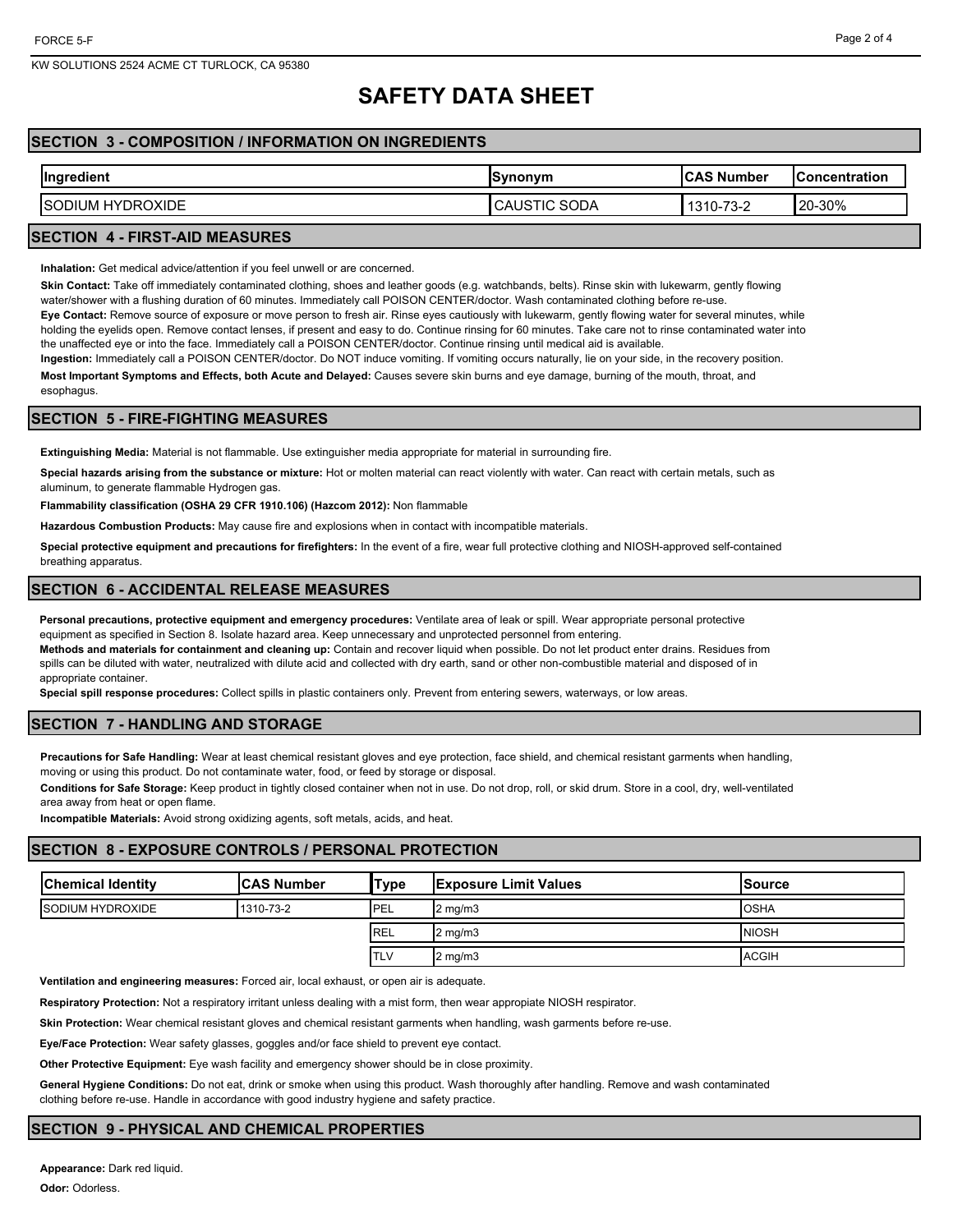# SAFETY DATA SHEET

## SECTION 3 - COMPOSITION / INFORMATION ON INGREDIENTS

| Ingredient | Synonym | CAS Number | Concentration |
|---|---|---|---|
| SODIUM HYDROXIDE | CAUSTIC SODA | 1310-73-2 | 20-30% |

## SECTION 4 - FIRST-AID MEASURES

**Inhalation:** Get medical advice/attention if you feel unwell or are concerned.

**Skin Contact:** Take off immediately contaminated clothing, shoes and leather goods (e.g. watchbands, belts). Rinse skin with lukewarm, gently flowing water/shower with a flushing duration of 60 minutes. Immediately call POISON CENTER/doctor. Wash contaminated clothing before re-use.

**Eye Contact:** Remove source of exposure or move person to fresh air. Rinse eyes cautiously with lukewarm, gently flowing water for several minutes, while holding the eyelids open. Remove contact lenses, if present and easy to do. Continue rinsing for 60 minutes. Take care not to rinse contaminated water into the unaffected eye or into the face. Immediately call a POISON CENTER/doctor. Continue rinsing until medical aid is available.

**Ingestion:** Immediately call a POISON CENTER/doctor. Do NOT induce vomiting. If vomiting occurs naturally, lie on your side, in the recovery position.

**Most Important Symptoms and Effects, both Acute and Delayed:** Causes severe skin burns and eye damage, burning of the mouth, throat, and esophagus.

## SECTION 5 - FIRE-FIGHTING MEASURES

**Extinguishing Media:** Material is not flammable. Use extinguisher media appropriate for material in surrounding fire.

**Special hazards arising from the substance or mixture:** Hot or molten material can react violently with water. Can react with certain metals, such as aluminum, to generate flammable Hydrogen gas.

**Flammability classification (OSHA 29 CFR 1910.106) (Hazcom 2012):** Non flammable

**Hazardous Combustion Products:** May cause fire and explosions when in contact with incompatible materials.

**Special protective equipment and precautions for firefighters:** In the event of a fire, wear full protective clothing and NIOSH-approved self-contained breathing apparatus.

## SECTION 6 - ACCIDENTAL RELEASE MEASURES

**Personal precautions, protective equipment and emergency procedures:** Ventilate area of leak or spill. Wear appropriate personal protective equipment as specified in Section 8. Isolate hazard area. Keep unnecessary and unprotected personnel from entering.

**Methods and materials for containment and cleaning up:** Contain and recover liquid when possible. Do not let product enter drains. Residues from spills can be diluted with water, neutralized with dilute acid and collected with dry earth, sand or other non-combustible material and disposed of in appropriate container.

**Special spill response procedures:** Collect spills in plastic containers only. Prevent from entering sewers, waterways, or low areas.

## SECTION 7 - HANDLING AND STORAGE

**Precautions for Safe Handling:** Wear at least chemical resistant gloves and eye protection, face shield, and chemical resistant garments when handling, moving or using this product. Do not contaminate water, food, or feed by storage or disposal.

**Conditions for Safe Storage:** Keep product in tightly closed container when not in use. Do not drop, roll, or skid drum. Store in a cool, dry, well-ventilated area away from heat or open flame.

**Incompatible Materials:** Avoid strong oxidizing agents, soft metals, acids, and heat.

## SECTION 8 - EXPOSURE CONTROLS / PERSONAL PROTECTION

| Chemical Identity | CAS Number | Type | Exposure Limit Values | Source |
|---|---|---|---|---|
| SODIUM HYDROXIDE | 1310-73-2 | PEL | 2 mg/m3 | OSHA |
| | | REL | 2 mg/m3 | NIOSH |
| | | TLV | 2 mg/m3 | ACGIH |

**Ventilation and engineering measures:** Forced air, local exhaust, or open air is adequate.

**Respiratory Protection:** Not a respiratory irritant unless dealing with a mist form, then wear appropiate NIOSH respirator.

**Skin Protection:** Wear chemical resistant gloves and chemical resistant garments when handling, wash garments before re-use.

**Eye/Face Protection:** Wear safety glasses, goggles and/or face shield to prevent eye contact.

**Other Protective Equipment:** Eye wash facility and emergency shower should be in close proximity.

**General Hygiene Conditions:** Do not eat, drink or smoke when using this product. Wash thoroughly after handling. Remove and wash contaminated clothing before re-use. Handle in accordance with good industry hygiene and safety practice.

## SECTION 9 - PHYSICAL AND CHEMICAL PROPERTIES

**Appearance:** Dark red liquid.

**Odor:** Odorless.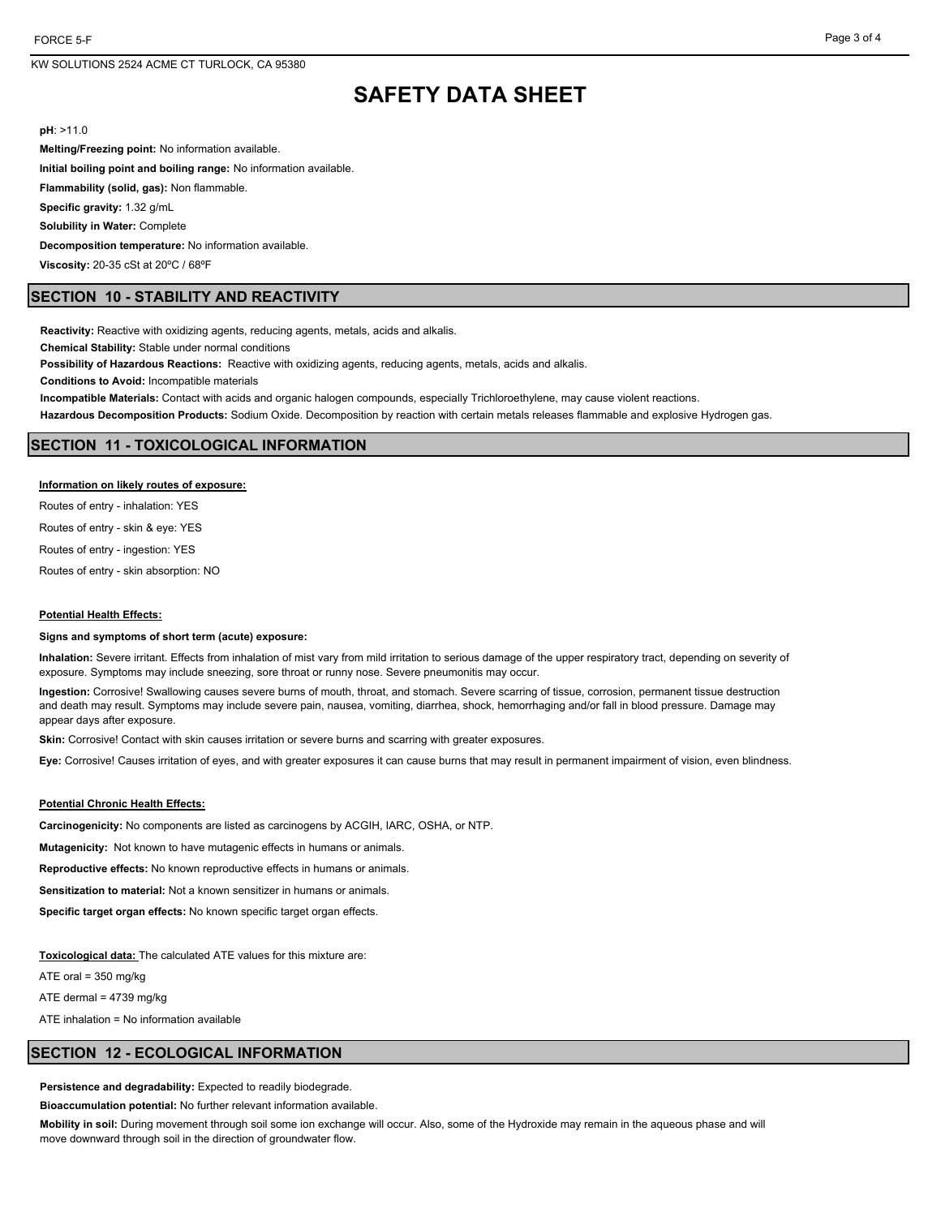# SAFETY DATA SHEET

**pH**: >11.0

**Melting/Freezing point:** No information available.

**Initial boiling point and boiling range:** No information available.

**Flammability (solid, gas):** Non flammable.

**Specific gravity:** 1.32 g/mL

**Solubility in Water:** Complete

**Decomposition temperature:** No information available.

**Viscosity:** 20-35 cSt at 20ºC / 68ºF

## SECTION 10 - STABILITY AND REACTIVITY

**Reactivity:** Reactive with oxidizing agents, reducing agents, metals, acids and alkalis.

**Chemical Stability:** Stable under normal conditions

**Possibility of Hazardous Reactions:** Reactive with oxidizing agents, reducing agents, metals, acids and alkalis.

**Conditions to Avoid:** Incompatible materials

**Incompatible Materials:** Contact with acids and organic halogen compounds, especially Trichloroethylene, may cause violent reactions.

**Hazardous Decomposition Products:** Sodium Oxide. Decomposition by reaction with certain metals releases flammable and explosive Hydrogen gas.

## SECTION 11 - TOXICOLOGICAL INFORMATION

**Information on likely routes of exposure:**

Routes of entry - inhalation: YES

Routes of entry - skin & eye: YES

Routes of entry - ingestion: YES

Routes of entry - skin absorption: NO

**Potential Health Effects:**

**Signs and symptoms of short term (acute) exposure:**

**Inhalation:** Severe irritant. Effects from inhalation of mist vary from mild irritation to serious damage of the upper respiratory tract, depending on severity of exposure. Symptoms may include sneezing, sore throat or runny nose. Severe pneumonitis may occur.

**Ingestion:** Corrosive! Swallowing causes severe burns of mouth, throat, and stomach. Severe scarring of tissue, corrosion, permanent tissue destruction and death may result. Symptoms may include severe pain, nausea, vomiting, diarrhea, shock, hemorrhaging and/or fall in blood pressure. Damage may appear days after exposure.

**Skin:** Corrosive! Contact with skin causes irritation or severe burns and scarring with greater exposures.

**Eye:** Corrosive! Causes irritation of eyes, and with greater exposures it can cause burns that may result in permanent impairment of vision, even blindness.

**Potential Chronic Health Effects:**

**Carcinogenicity:** No components are listed as carcinogens by ACGIH, IARC, OSHA, or NTP.

**Mutagenicity:** Not known to have mutagenic effects in humans or animals.

**Reproductive effects:** No known reproductive effects in humans or animals.

**Sensitization to material:** Not a known sensitizer in humans or animals.

**Specific target organ effects:** No known specific target organ effects.

**Toxicological data:** The calculated ATE values for this mixture are:

ATE oral = 350 mg/kg

ATE dermal = 4739 mg/kg

ATE inhalation = No information available

## SECTION 12 - ECOLOGICAL INFORMATION

**Persistence and degradability:** Expected to readily biodegrade.

**Bioaccumulation potential:** No further relevant information available.

**Mobility in soil:** During movement through soil some ion exchange will occur. Also, some of the Hydroxide may remain in the aqueous phase and will move downward through soil in the direction of groundwater flow.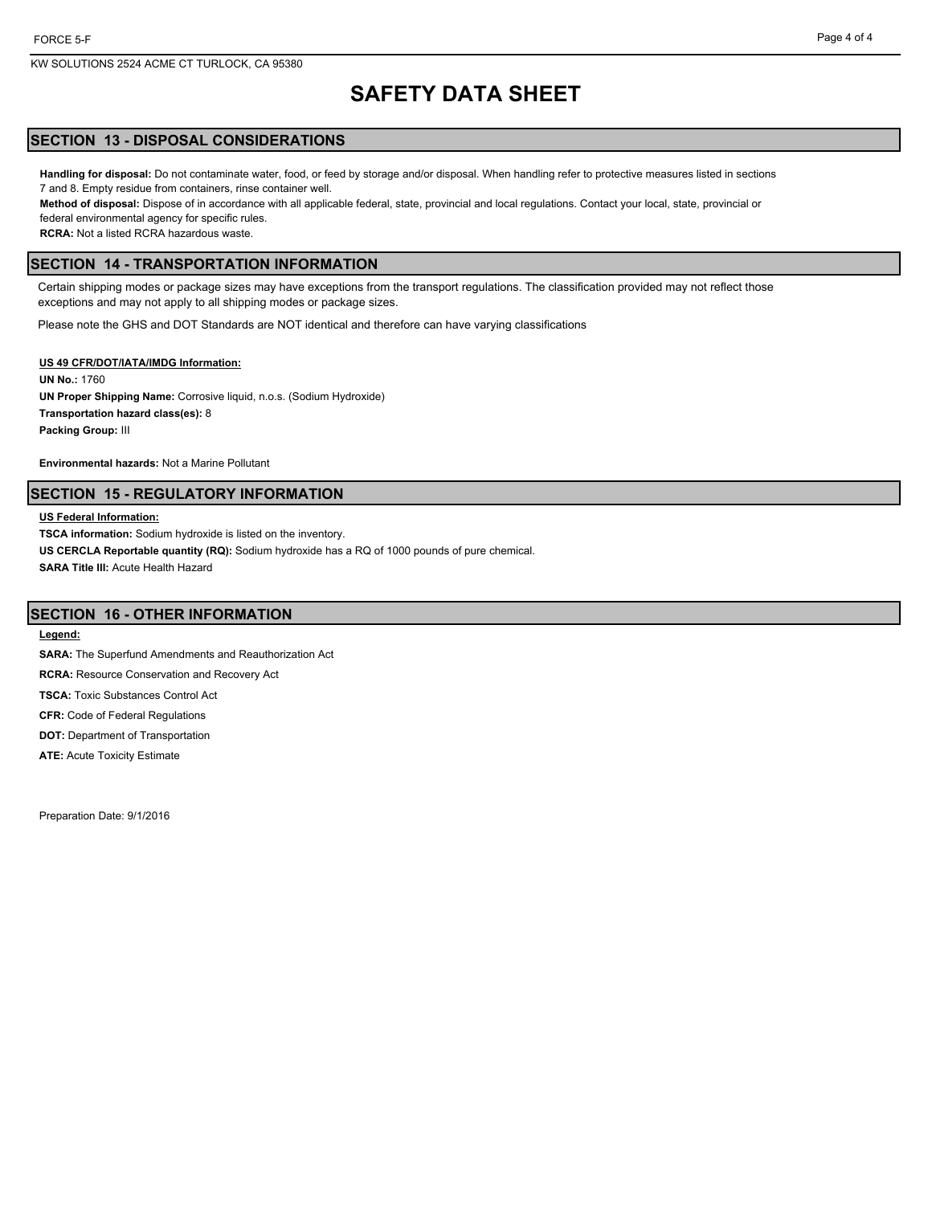# SAFETY DATA SHEET

## SECTION 13 - DISPOSAL CONSIDERATIONS

**Handling for disposal:** Do not contaminate water, food, or feed by storage and/or disposal. When handling refer to protective measures listed in sections 7 and 8. Empty residue from containers, rinse container well.

**Method of disposal:** Dispose of in accordance with all applicable federal, state, provincial and local regulations. Contact your local, state, provincial or federal environmental agency for specific rules.

**RCRA:** Not a listed RCRA hazardous waste.

## SECTION 14 - TRANSPORTATION INFORMATION

Certain shipping modes or package sizes may have exceptions from the transport regulations. The classification provided may not reflect those exceptions and may not apply to all shipping modes or package sizes.

Please note the GHS and DOT Standards are NOT identical and therefore can have varying classifications

**US 49 CFR/DOT/IATA/IMDG Information:**

**UN No.:** 1760

**UN Proper Shipping Name:** Corrosive liquid, n.o.s. (Sodium Hydroxide)

**Transportation hazard class(es):** 8

**Packing Group:** III

**Environmental hazards:** Not a Marine Pollutant

## SECTION 15 - REGULATORY INFORMATION

**US Federal Information:**

**TSCA information:** Sodium hydroxide is listed on the inventory.

**US CERCLA Reportable quantity (RQ):** Sodium hydroxide has a RQ of 1000 pounds of pure chemical.

**SARA Title III:** Acute Health Hazard

## SECTION 16 - OTHER INFORMATION

**Legend:**

**SARA:** The Superfund Amendments and Reauthorization Act

**RCRA:** Resource Conservation and Recovery Act

**TSCA:** Toxic Substances Control Act

**CFR:** Code of Federal Regulations

**DOT:** Department of Transportation

**ATE:** Acute Toxicity Estimate

Preparation Date: 9/1/2016